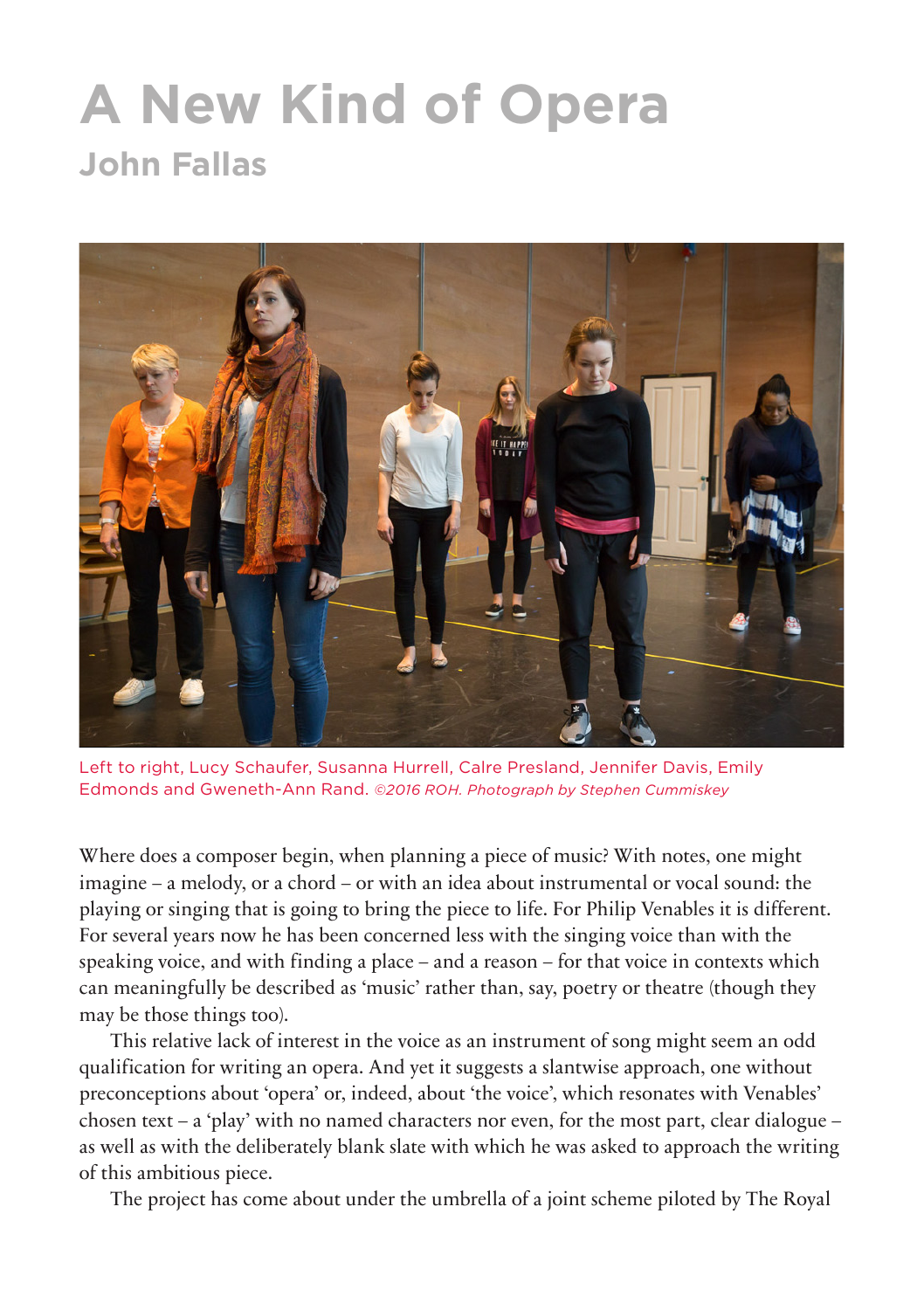# A New Kind of Opera

## John Fallas

Left to right, Lucy Schaufer, Susanna Hurrell, Calre Presland, Jennifer Davis, Emily Edmonds and Gweneth-Ann Rand. *©2016 ROH. Photograph by Stephen Cummiskey*

Where does a composer begin, when planning a piece of music? With notes, one might imagine – a melody, or a chord – or with an idea about instrumental or vocal sound: the playing or singing that is going to bring the piece to life. For Philip Venables it is different. For several years now he has been concerned less with the singing voice than with the speaking voice, and with finding a place – and a reason – for that voice in contexts which can meaningfully be described as 'music' rather than, say, poetry or theatre (though they may be those things too).

This relative lack of interest in the voice as an instrument of song might seem an odd qualification for writing an opera. And yet it suggests a slantwise approach, one without preconceptions about 'opera' or, indeed, about 'the voice', which resonates with Venables' chosen text – a 'play' with no named characters nor even, for the most part, clear dialogue – as well as with the deliberately blank slate with which he was asked to approach the writing of this ambitious piece.

The project has come about under the umbrella of a joint scheme piloted by The Royal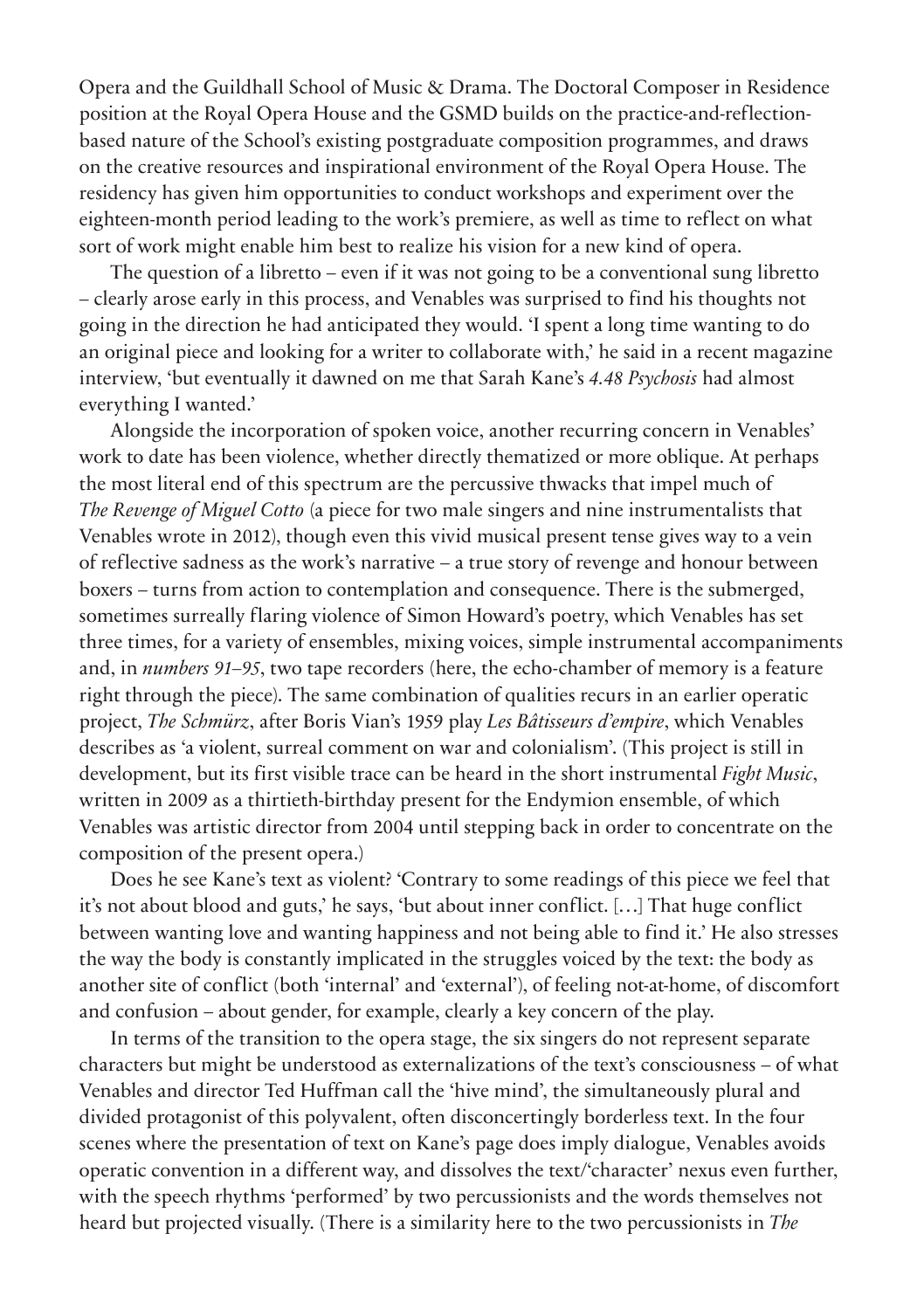Opera and the Guildhall School of Music & Drama. The Doctoral Composer in Residence position at the Royal Opera House and the GSMD builds on the practice-and-reflection-based nature of the School's existing postgraduate composition programmes, and draws on the creative resources and inspirational environment of the Royal Opera House. The residency has given him opportunities to conduct workshops and experiment over the eighteen-month period leading to the work's premiere, as well as time to reflect on what sort of work might enable him best to realize his vision for a new kind of opera.

The question of a libretto – even if it was not going to be a conventional sung libretto – clearly arose early in this process, and Venables was surprised to find his thoughts not going in the direction he had anticipated they would. 'I spent a long time wanting to do an original piece and looking for a writer to collaborate with,' he said in a recent magazine interview, 'but eventually it dawned on me that Sarah Kane's *4.48 Psychosis* had almost everything I wanted.'

Alongside the incorporation of spoken voice, another recurring concern in Venables' work to date has been violence, whether directly thematized or more oblique. At perhaps the most literal end of this spectrum are the percussive thwacks that impel much of *The Revenge of Miguel Cotto* (a piece for two male singers and nine instrumentalists that Venables wrote in 2012), though even this vivid musical present tense gives way to a vein of reflective sadness as the work's narrative – a true story of revenge and honour between boxers – turns from action to contemplation and consequence. There is the submerged, sometimes surreally flaring violence of Simon Howard's poetry, which Venables has set three times, for a variety of ensembles, mixing voices, simple instrumental accompaniments and, in *numbers 91–95*, two tape recorders (here, the echo-chamber of memory is a feature right through the piece). The same combination of qualities recurs in an earlier operatic project, *The Schmürz*, after Boris Vian's 1959 play *Les Bâtisseurs d'empire*, which Venables describes as 'a violent, surreal comment on war and colonialism'. (This project is still in development, but its first visible trace can be heard in the short instrumental *Fight Music*, written in 2009 as a thirtieth-birthday present for the Endymion ensemble, of which Venables was artistic director from 2004 until stepping back in order to concentrate on the composition of the present opera.)

Does he see Kane's text as violent? 'Contrary to some readings of this piece we feel that it's not about blood and guts,' he says, 'but about inner conflict. […] That huge conflict between wanting love and wanting happiness and not being able to find it.' He also stresses the way the body is constantly implicated in the struggles voiced by the text: the body as another site of conflict (both 'internal' and 'external'), of feeling not-at-home, of discomfort and confusion – about gender, for example, clearly a key concern of the play.

In terms of the transition to the opera stage, the six singers do not represent separate characters but might be understood as externalizations of the text's consciousness – of what Venables and director Ted Huffman call the 'hive mind', the simultaneously plural and divided protagonist of this polyvalent, often disconcertingly borderless text. In the four scenes where the presentation of text on Kane's page does imply dialogue, Venables avoids operatic convention in a different way, and dissolves the text/'character' nexus even further, with the speech rhythms 'performed' by two percussionists and the words themselves not heard but projected visually. (There is a similarity here to the two percussionists in *The*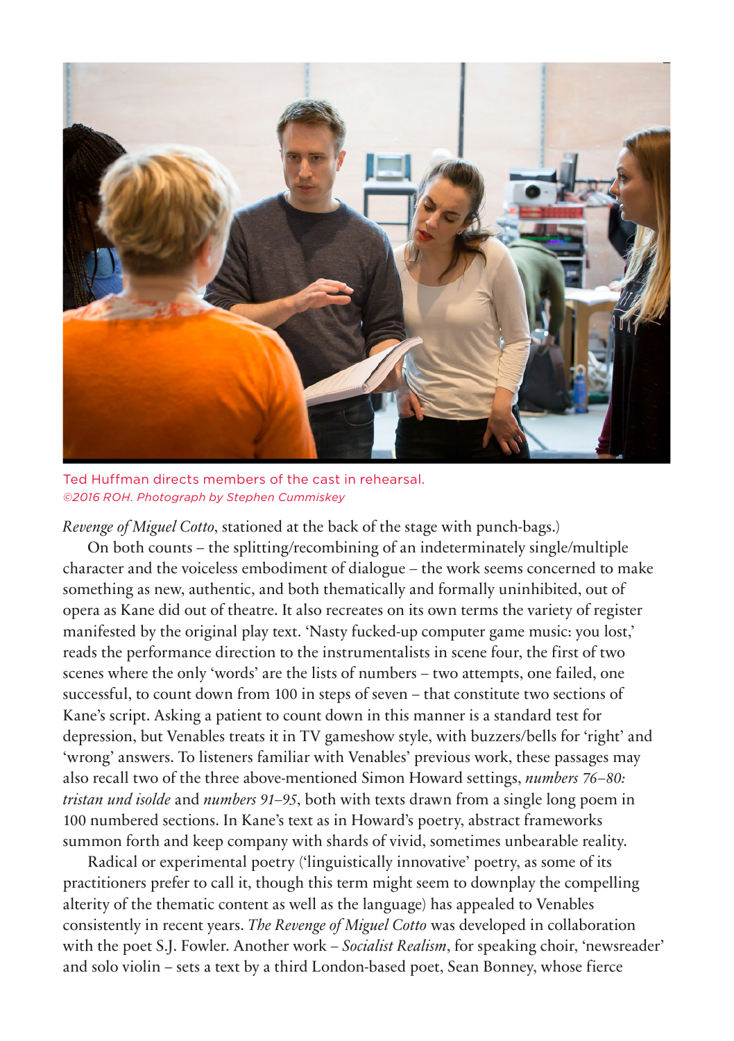Ted Huffman directs members of the cast in rehearsal.
*©2016 ROH. Photograph by Stephen Cummiskey*

*Revenge of Miguel Cotto*, stationed at the back of the stage with punch-bags.)

On both counts – the splitting/recombining of an indeterminately single/multiple character and the voiceless embodiment of dialogue – the work seems concerned to make something as new, authentic, and both thematically and formally uninhibited, out of opera as Kane did out of theatre. It also recreates on its own terms the variety of register manifested by the original play text. 'Nasty fucked-up computer game music: you lost,' reads the performance direction to the instrumentalists in scene four, the first of two scenes where the only 'words' are the lists of numbers – two attempts, one failed, one successful, to count down from 100 in steps of seven – that constitute two sections of Kane's script. Asking a patient to count down in this manner is a standard test for depression, but Venables treats it in TV gameshow style, with buzzers/bells for 'right' and 'wrong' answers. To listeners familiar with Venables' previous work, these passages may also recall two of the three above-mentioned Simon Howard settings, *numbers 76–80: tristan und isolde* and *numbers 91–95*, both with texts drawn from a single long poem in 100 numbered sections. In Kane's text as in Howard's poetry, abstract frameworks summon forth and keep company with shards of vivid, sometimes unbearable reality.

Radical or experimental poetry ('linguistically innovative' poetry, as some of its practitioners prefer to call it, though this term might seem to downplay the compelling alterity of the thematic content as well as the language) has appealed to Venables consistently in recent years. *The Revenge of Miguel Cotto* was developed in collaboration with the poet S.J. Fowler. Another work – *Socialist Realism*, for speaking choir, 'newsreader' and solo violin – sets a text by a third London-based poet, Sean Bonney, whose fierce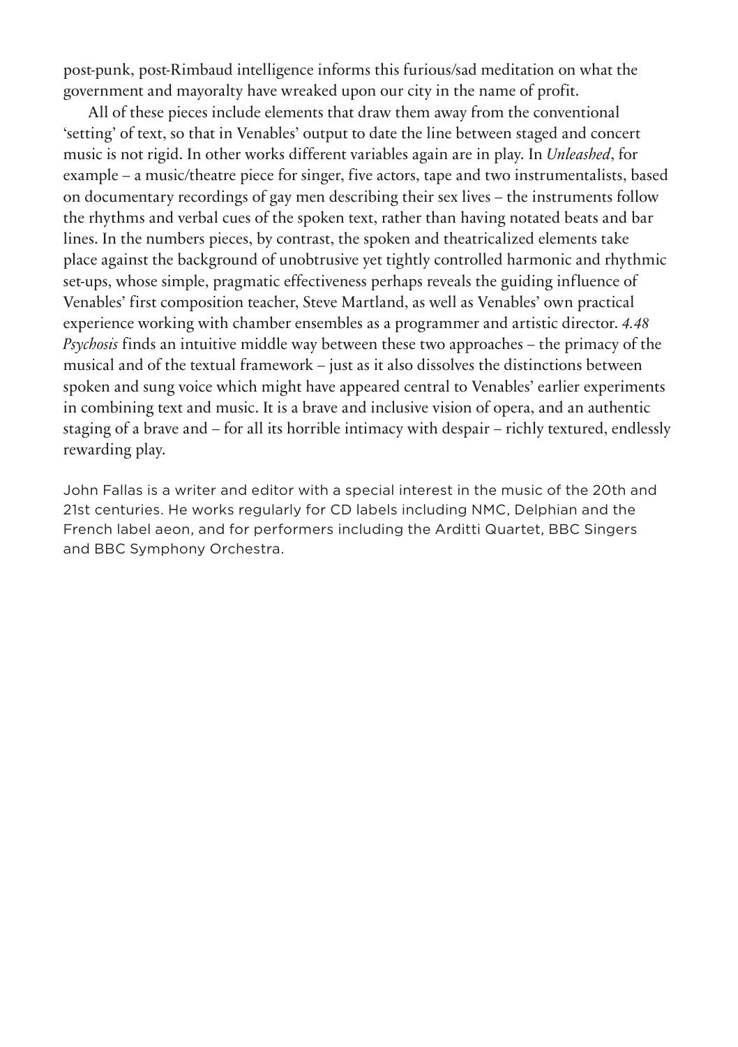post-punk, post-Rimbaud intelligence informs this furious/sad meditation on what the government and mayoralty have wreaked upon our city in the name of profit.

All of these pieces include elements that draw them away from the conventional 'setting' of text, so that in Venables' output to date the line between staged and concert music is not rigid. In other works different variables again are in play. In *Unleashed*, for example – a music/theatre piece for singer, five actors, tape and two instrumentalists, based on documentary recordings of gay men describing their sex lives – the instruments follow the rhythms and verbal cues of the spoken text, rather than having notated beats and bar lines. In the numbers pieces, by contrast, the spoken and theatricalized elements take place against the background of unobtrusive yet tightly controlled harmonic and rhythmic set-ups, whose simple, pragmatic effectiveness perhaps reveals the guiding influence of Venables' first composition teacher, Steve Martland, as well as Venables' own practical experience working with chamber ensembles as a programmer and artistic director. *4.48 Psychosis* finds an intuitive middle way between these two approaches – the primacy of the musical and of the textual framework – just as it also dissolves the distinctions between spoken and sung voice which might have appeared central to Venables' earlier experiments in combining text and music. It is a brave and inclusive vision of opera, and an authentic staging of a brave and – for all its horrible intimacy with despair – richly textured, endlessly rewarding play.

John Fallas is a writer and editor with a special interest in the music of the 20th and 21st centuries. He works regularly for CD labels including NMC, Delphian and the French label aeon, and for performers including the Arditti Quartet, BBC Singers and BBC Symphony Orchestra.